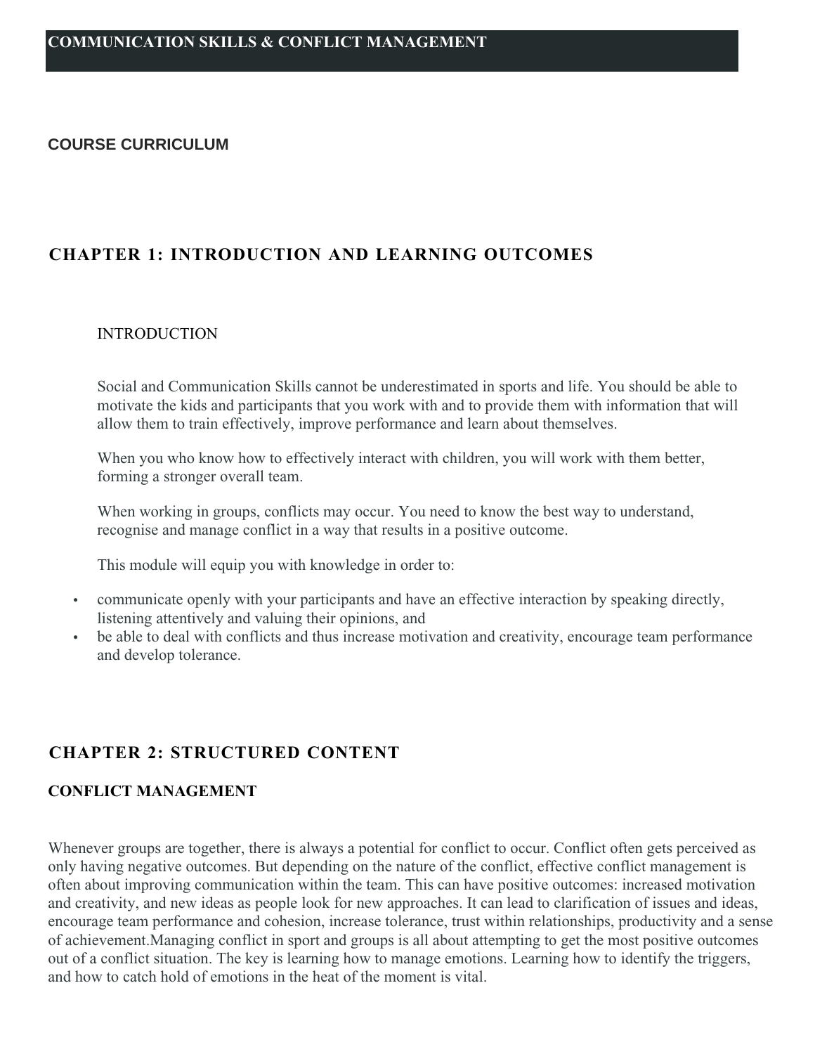# COMMUNICATION SKILLS & CONFLICT MANAGEMENT

## COURSE CURRICULUM

## CHAPTER 1: INTRODUCTION AND LEARNING OUTCOMES

### INTRODUCTION

Social and Communication Skills cannot be underestimated in sports and life. You should be able to motivate the kids and participants that you work with and to provide them with information that will allow them to train effectively, improve performance and learn about themselves.

When you who know how to effectively interact with children, you will work with them better, forming a stronger overall team.

When working in groups, conflicts may occur. You need to know the best way to understand, recognise and manage conflict in a way that results in a positive outcome.

This module will equip you with knowledge in order to:

- communicate openly with your participants and have an effective interaction by speaking directly, listening attentively and valuing their opinions, and
- be able to deal with conflicts and thus increase motivation and creativity, encourage team performance and develop tolerance.

## CHAPTER 2: STRUCTURED CONTENT

### CONFLICT MANAGEMENT

Whenever groups are together, there is always a potential for conflict to occur. Conflict often gets perceived as only having negative outcomes. But depending on the nature of the conflict, effective conflict management is often about improving communication within the team. This can have positive outcomes: increased motivation and creativity, and new ideas as people look for new approaches. It can lead to clarification of issues and ideas, encourage team performance and cohesion, increase tolerance, trust within relationships, productivity and a sense of achievement.Managing conflict in sport and groups is all about attempting to get the most positive outcomes out of a conflict situation. The key is learning how to manage emotions. Learning how to identify the triggers, and how to catch hold of emotions in the heat of the moment is vital.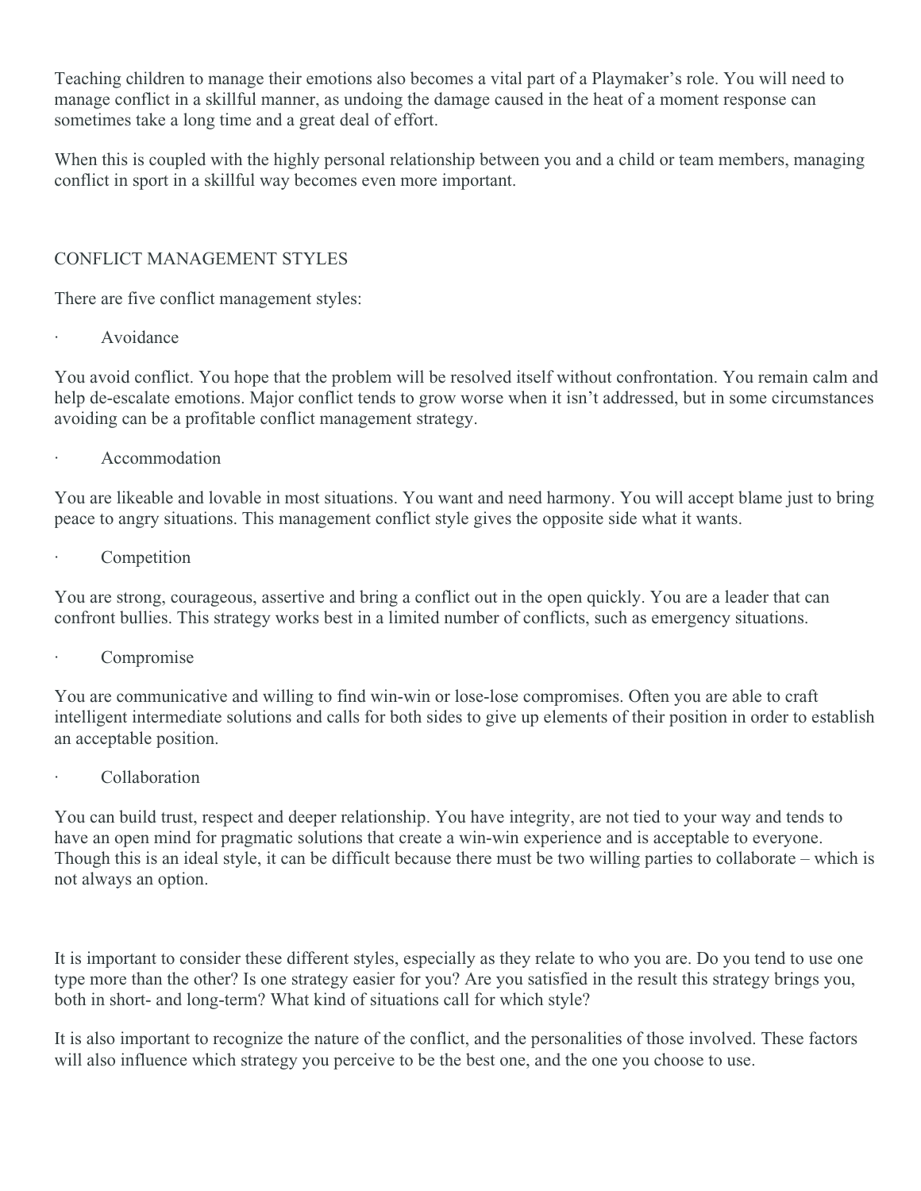Teaching children to manage their emotions also becomes a vital part of a Playmaker's role. You will need to manage conflict in a skillful manner, as undoing the damage caused in the heat of a moment response can sometimes take a long time and a great deal of effort.

When this is coupled with the highly personal relationship between you and a child or team members, managing conflict in sport in a skillful way becomes even more important.

## CONFLICT MANAGEMENT STYLES

There are five conflict management styles:

- Avoidance

You avoid conflict. You hope that the problem will be resolved itself without confrontation. You remain calm and help de-escalate emotions. Major conflict tends to grow worse when it isn't addressed, but in some circumstances avoiding can be a profitable conflict management strategy.

- Accommodation

You are likeable and lovable in most situations. You want and need harmony. You will accept blame just to bring peace to angry situations. This management conflict style gives the opposite side what it wants.

- Competition

You are strong, courageous, assertive and bring a conflict out in the open quickly. You are a leader that can confront bullies. This strategy works best in a limited number of conflicts, such as emergency situations.

- Compromise

You are communicative and willing to find win-win or lose-lose compromises. Often you are able to craft intelligent intermediate solutions and calls for both sides to give up elements of their position in order to establish an acceptable position.

- Collaboration

You can build trust, respect and deeper relationship. You have integrity, are not tied to your way and tends to have an open mind for pragmatic solutions that create a win-win experience and is acceptable to everyone. Though this is an ideal style, it can be difficult because there must be two willing parties to collaborate – which is not always an option.

It is important to consider these different styles, especially as they relate to who you are. Do you tend to use one type more than the other? Is one strategy easier for you? Are you satisfied in the result this strategy brings you, both in short- and long-term? What kind of situations call for which style?

It is also important to recognize the nature of the conflict, and the personalities of those involved. These factors will also influence which strategy you perceive to be the best one, and the one you choose to use.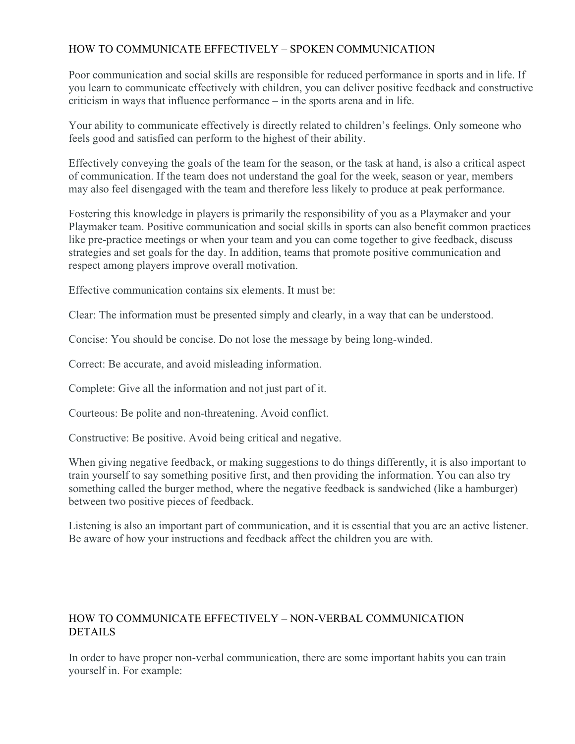## HOW TO COMMUNICATE EFFECTIVELY – SPOKEN COMMUNICATION

Poor communication and social skills are responsible for reduced performance in sports and in life. If you learn to communicate effectively with children, you can deliver positive feedback and constructive criticism in ways that influence performance – in the sports arena and in life.

Your ability to communicate effectively is directly related to children's feelings. Only someone who feels good and satisfied can perform to the highest of their ability.

Effectively conveying the goals of the team for the season, or the task at hand, is also a critical aspect of communication. If the team does not understand the goal for the week, season or year, members may also feel disengaged with the team and therefore less likely to produce at peak performance.

Fostering this knowledge in players is primarily the responsibility of you as a Playmaker and your Playmaker team. Positive communication and social skills in sports can also benefit common practices like pre-practice meetings or when your team and you can come together to give feedback, discuss strategies and set goals for the day. In addition, teams that promote positive communication and respect among players improve overall motivation.

Effective communication contains six elements. It must be:

Clear: The information must be presented simply and clearly, in a way that can be understood.

Concise: You should be concise. Do not lose the message by being long-winded.

Correct: Be accurate, and avoid misleading information.

Complete: Give all the information and not just part of it.

Courteous: Be polite and non-threatening. Avoid conflict.

Constructive: Be positive. Avoid being critical and negative.

When giving negative feedback, or making suggestions to do things differently, it is also important to train yourself to say something positive first, and then providing the information. You can also try something called the burger method, where the negative feedback is sandwiched (like a hamburger) between two positive pieces of feedback.

Listening is also an important part of communication, and it is essential that you are an active listener. Be aware of how your instructions and feedback affect the children you are with.

## HOW TO COMMUNICATE EFFECTIVELY – NON-VERBAL COMMUNICATION DETAILS

In order to have proper non-verbal communication, there are some important habits you can train yourself in. For example: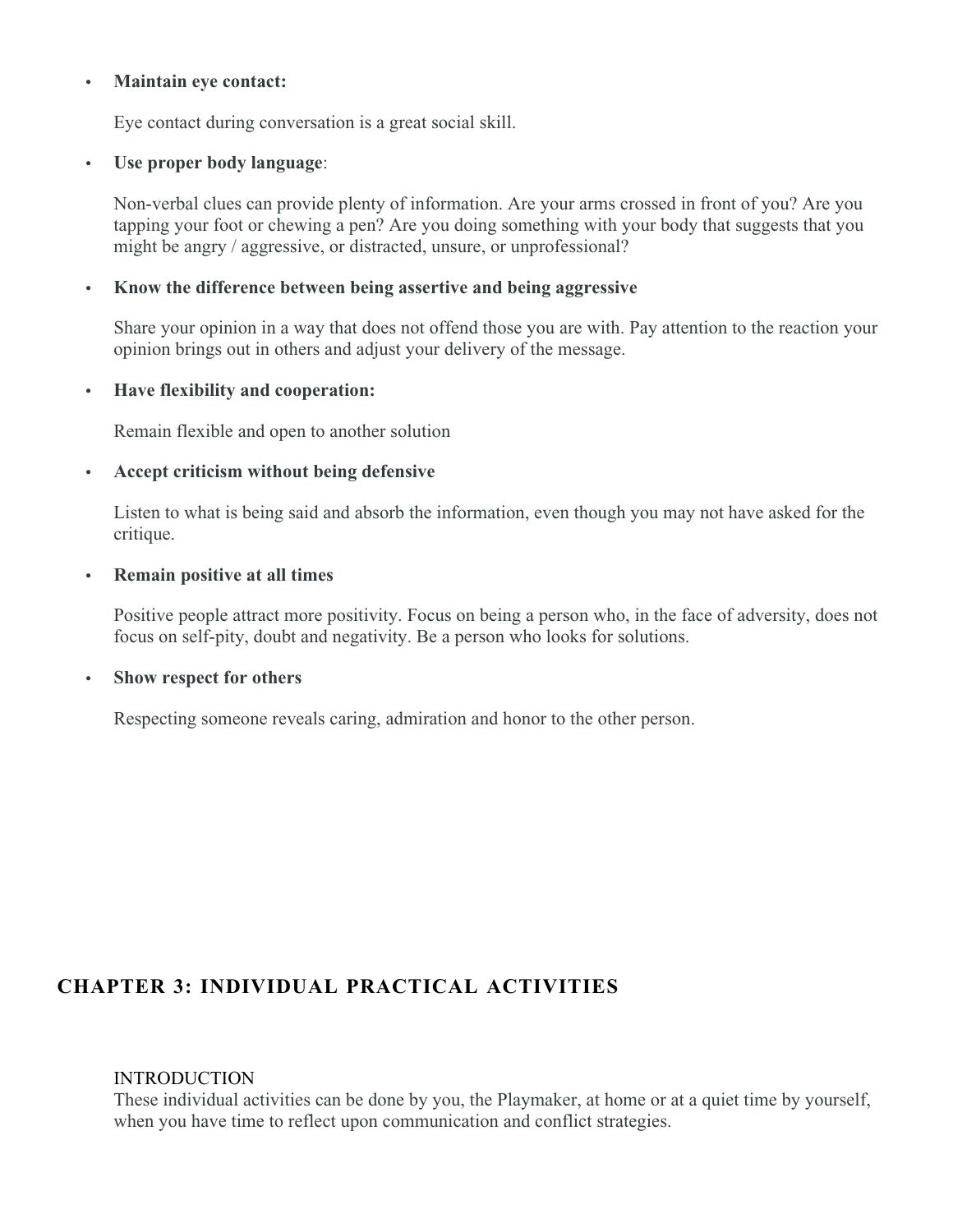- **Maintain eye contact:**

  Eye contact during conversation is a great social skill.

- **Use proper body language**:

  Non-verbal clues can provide plenty of information. Are your arms crossed in front of you? Are you tapping your foot or chewing a pen? Are you doing something with your body that suggests that you might be angry / aggressive, or distracted, unsure, or unprofessional?

- **Know the difference between being assertive and being aggressive**

  Share your opinion in a way that does not offend those you are with. Pay attention to the reaction your opinion brings out in others and adjust your delivery of the message.

- **Have flexibility and cooperation:**

  Remain flexible and open to another solution

- **Accept criticism without being defensive**

  Listen to what is being said and absorb the information, even though you may not have asked for the critique.

- **Remain positive at all times**

  Positive people attract more positivity. Focus on being a person who, in the face of adversity, does not focus on self-pity, doubt and negativity. Be a person who looks for solutions.

- **Show respect for others**

  Respecting someone reveals caring, admiration and honor to the other person.

## CHAPTER 3: INDIVIDUAL PRACTICAL ACTIVITIES

INTRODUCTION

These individual activities can be done by you, the Playmaker, at home or at a quiet time by yourself, when you have time to reflect upon communication and conflict strategies.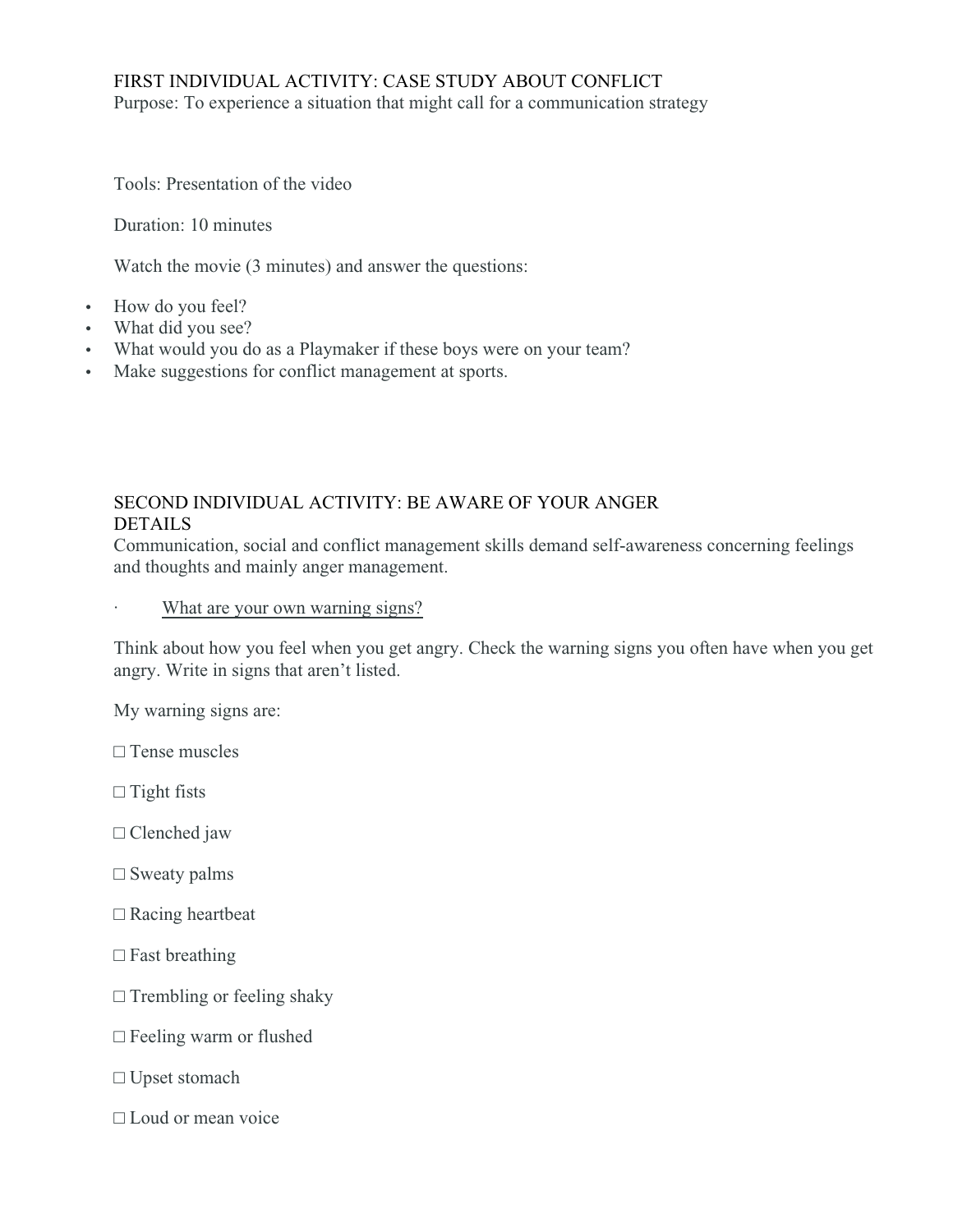## FIRST INDIVIDUAL ACTIVITY: CASE STUDY ABOUT CONFLICT

Purpose: To experience a situation that might call for a communication strategy

Tools: Presentation of the video

Duration: 10 minutes

Watch the movie (3 minutes) and answer the questions:

- How do you feel?
- What did you see?
- What would you do as a Playmaker if these boys were on your team?
- Make suggestions for conflict management at sports.

## SECOND INDIVIDUAL ACTIVITY: BE AWARE OF YOUR ANGER

DETAILS

Communication, social and conflict management skills demand self-awareness concerning feelings and thoughts and mainly anger management.

· <u>What are your own warning signs?</u>

Think about how you feel when you get angry. Check the warning signs you often have when you get angry. Write in signs that aren't listed.

My warning signs are:

□ Tense muscles

□ Tight fists

□ Clenched jaw

□ Sweaty palms

□ Racing heartbeat

□ Fast breathing

□ Trembling or feeling shaky

□ Feeling warm or flushed

□ Upset stomach

□ Loud or mean voice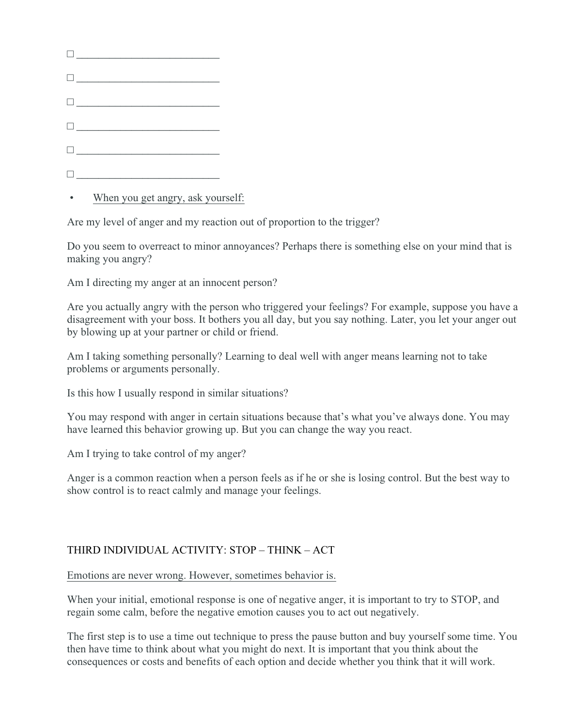☐ ___________________________

☐ ___________________________

☐ ___________________________

☐ ___________________________

☐ ___________________________

☐ ___________________________

- <u>When you get angry, ask yourself:</u>

Are my level of anger and my reaction out of proportion to the trigger?

Do you seem to overreact to minor annoyances? Perhaps there is something else on your mind that is making you angry?

Am I directing my anger at an innocent person?

Are you actually angry with the person who triggered your feelings? For example, suppose you have a disagreement with your boss. It bothers you all day, but you say nothing. Later, you let your anger out by blowing up at your partner or child or friend.

Am I taking something personally? Learning to deal well with anger means learning not to take problems or arguments personally.

Is this how I usually respond in similar situations?

You may respond with anger in certain situations because that's what you've always done. You may have learned this behavior growing up. But you can change the way you react.

Am I trying to take control of my anger?

Anger is a common reaction when a person feels as if he or she is losing control. But the best way to show control is to react calmly and manage your feelings.

## THIRD INDIVIDUAL ACTIVITY: STOP – THINK – ACT

<u>Emotions are never wrong. However, sometimes behavior is.</u>

When your initial, emotional response is one of negative anger, it is important to try to STOP, and regain some calm, before the negative emotion causes you to act out negatively.

The first step is to use a time out technique to press the pause button and buy yourself some time. You then have time to think about what you might do next. It is important that you think about the consequences or costs and benefits of each option and decide whether you think that it will work.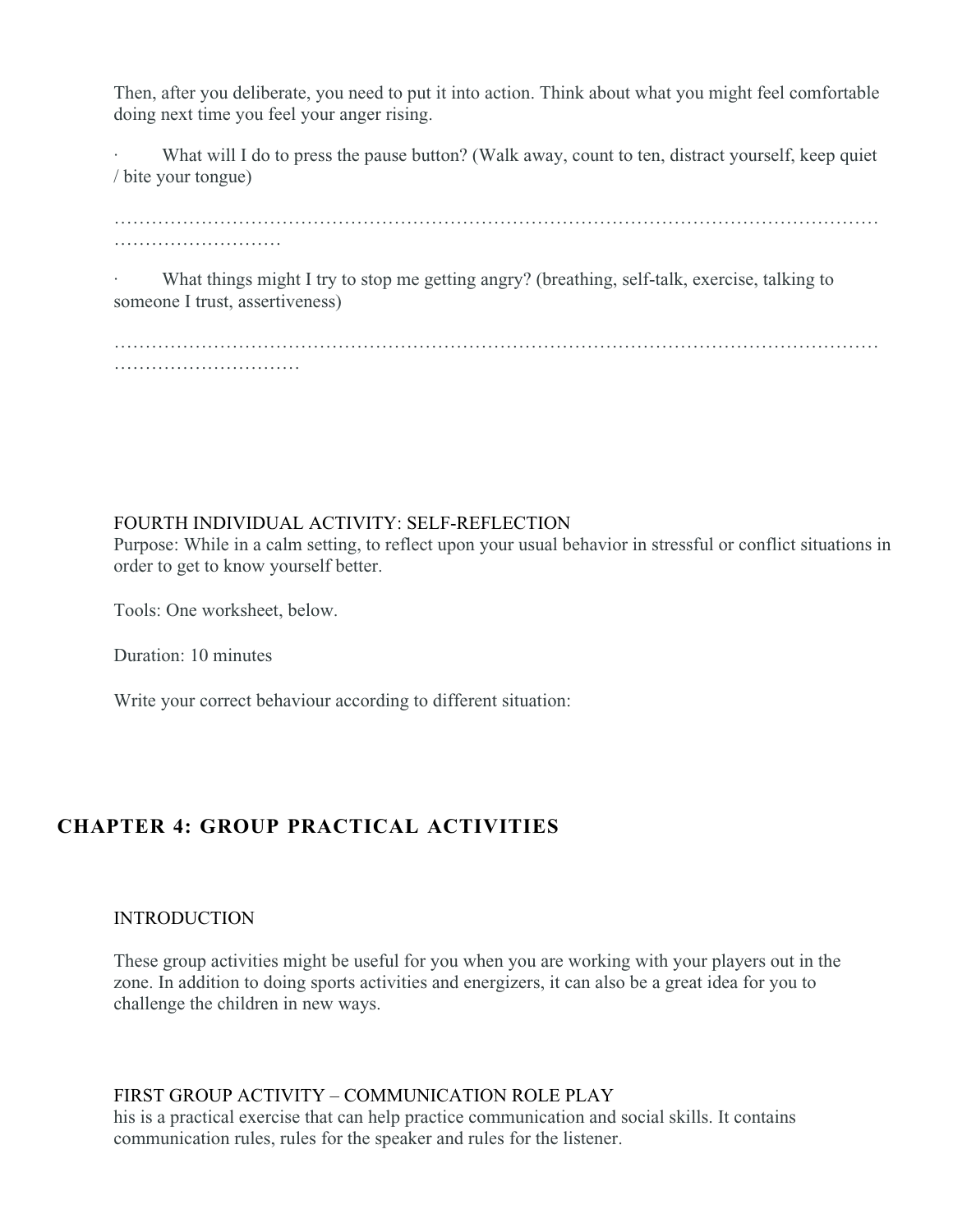Then, after you deliberate, you need to put it into action. Think about what you might feel comfortable doing next time you feel your anger rising.

· What will I do to press the pause button? (Walk away, count to ten, distract yourself, keep quiet / bite your tongue)

…………………………………………………………………………………………………………………………………

· What things might I try to stop me getting angry? (breathing, self-talk, exercise, talking to someone I trust, assertiveness)

……………………………………………………………………………………………………………………………………

### FOURTH INDIVIDUAL ACTIVITY: SELF-REFLECTION

Purpose: While in a calm setting, to reflect upon your usual behavior in stressful or conflict situations in order to get to know yourself better.

Tools: One worksheet, below.

Duration: 10 minutes

Write your correct behaviour according to different situation:

## CHAPTER 4: GROUP PRACTICAL ACTIVITIES

### INTRODUCTION

These group activities might be useful for you when you are working with your players out in the zone. In addition to doing sports activities and energizers, it can also be a great idea for you to challenge the children in new ways.

### FIRST GROUP ACTIVITY – COMMUNICATION ROLE PLAY

his is a practical exercise that can help practice communication and social skills. It contains communication rules, rules for the speaker and rules for the listener.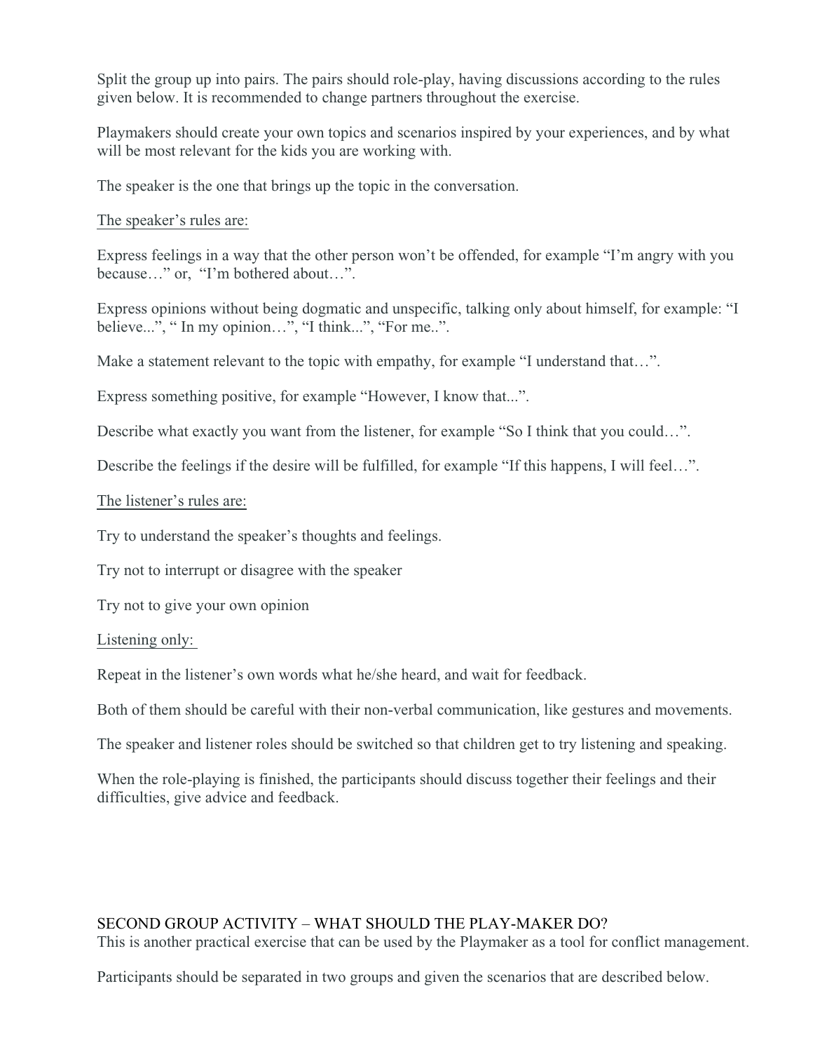Split the group up into pairs. The pairs should role-play, having discussions according to the rules given below. It is recommended to change partners throughout the exercise.

Playmakers should create your own topics and scenarios inspired by your experiences, and by what will be most relevant for the kids you are working with.

The speaker is the one that brings up the topic in the conversation.

The speaker's rules are:

Express feelings in a way that the other person won't be offended, for example "I'm angry with you because…" or, "I'm bothered about…".

Express opinions without being dogmatic and unspecific, talking only about himself, for example: "I believe...", " In my opinion…", "I think...", "For me..".

Make a statement relevant to the topic with empathy, for example "I understand that…".

Express something positive, for example "However, I know that...".

Describe what exactly you want from the listener, for example "So I think that you could…".

Describe the feelings if the desire will be fulfilled, for example "If this happens, I will feel…".

The listener's rules are:

Try to understand the speaker's thoughts and feelings.

Try not to interrupt or disagree with the speaker

Try not to give your own opinion

Listening only:

Repeat in the listener's own words what he/she heard, and wait for feedback.

Both of them should be careful with their non-verbal communication, like gestures and movements.

The speaker and listener roles should be switched so that children get to try listening and speaking.

When the role-playing is finished, the participants should discuss together their feelings and their difficulties, give advice and feedback.

## SECOND GROUP ACTIVITY – WHAT SHOULD THE PLAY-MAKER DO?

This is another practical exercise that can be used by the Playmaker as a tool for conflict management.

Participants should be separated in two groups and given the scenarios that are described below.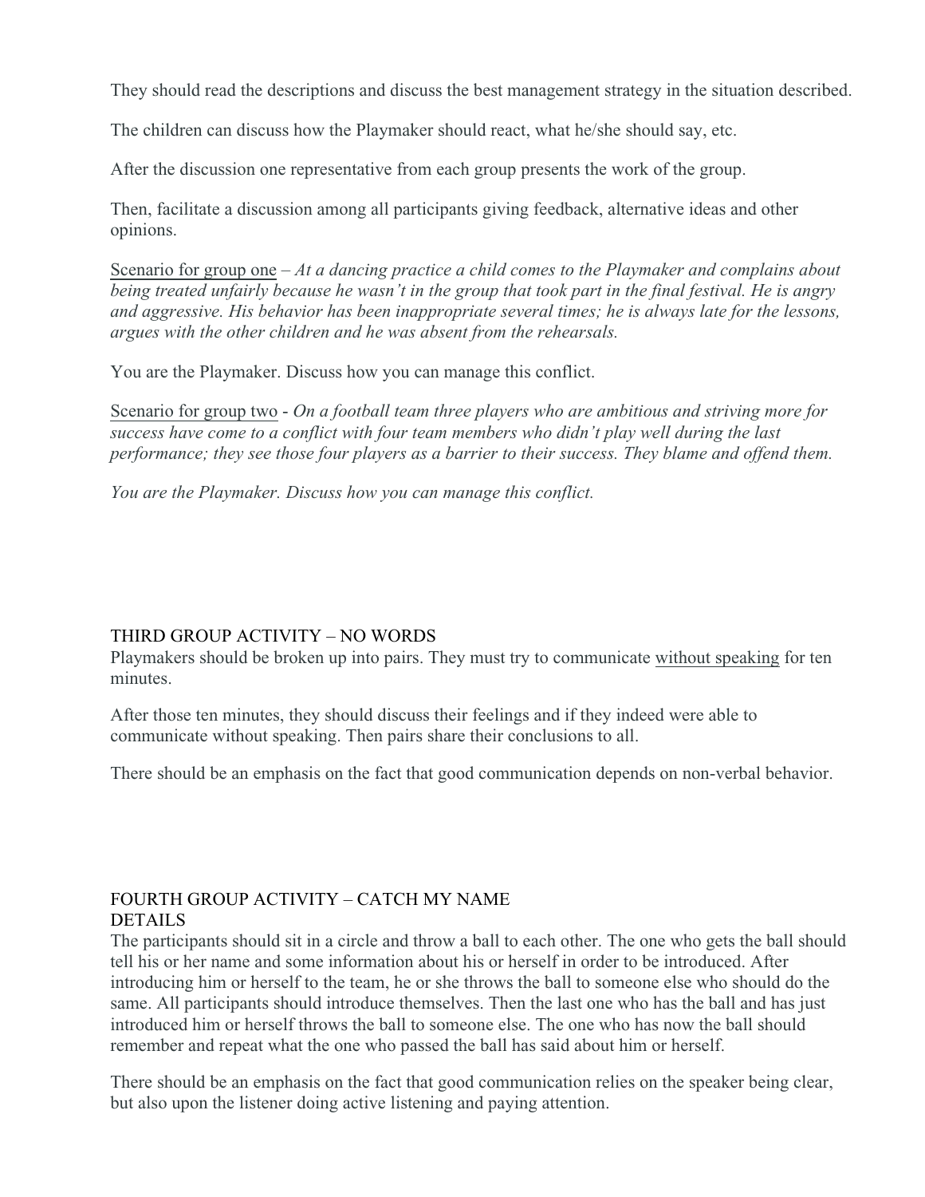They should read the descriptions and discuss the best management strategy in the situation described.

The children can discuss how the Playmaker should react, what he/she should say, etc.

After the discussion one representative from each group presents the work of the group.

Then, facilitate a discussion among all participants giving feedback, alternative ideas and other opinions.

<u>Scenario for group one</u> – *At a dancing practice a child comes to the Playmaker and complains about being treated unfairly because he wasn't in the group that took part in the final festival. He is angry and aggressive. His behavior has been inappropriate several times; he is always late for the lessons, argues with the other children and he was absent from the rehearsals.*

You are the Playmaker. Discuss how you can manage this conflict.

<u>Scenario for group two</u> - *On a football team three players who are ambitious and striving more for success have come to a conflict with four team members who didn't play well during the last performance; they see those four players as a barrier to their success. They blame and offend them.*

*You are the Playmaker. Discuss how you can manage this conflict.*

## THIRD GROUP ACTIVITY – NO WORDS

Playmakers should be broken up into pairs. They must try to communicate <u>without speaking</u> for ten minutes.

After those ten minutes, they should discuss their feelings and if they indeed were able to communicate without speaking. Then pairs share their conclusions to all.

There should be an emphasis on the fact that good communication depends on non-verbal behavior.

## FOURTH GROUP ACTIVITY – CATCH MY NAME

### DETAILS

The participants should sit in a circle and throw a ball to each other. The one who gets the ball should tell his or her name and some information about his or herself in order to be introduced. After introducing him or herself to the team, he or she throws the ball to someone else who should do the same. All participants should introduce themselves. Then the last one who has the ball and has just introduced him or herself throws the ball to someone else. The one who has now the ball should remember and repeat what the one who passed the ball has said about him or herself.

There should be an emphasis on the fact that good communication relies on the speaker being clear, but also upon the listener doing active listening and paying attention.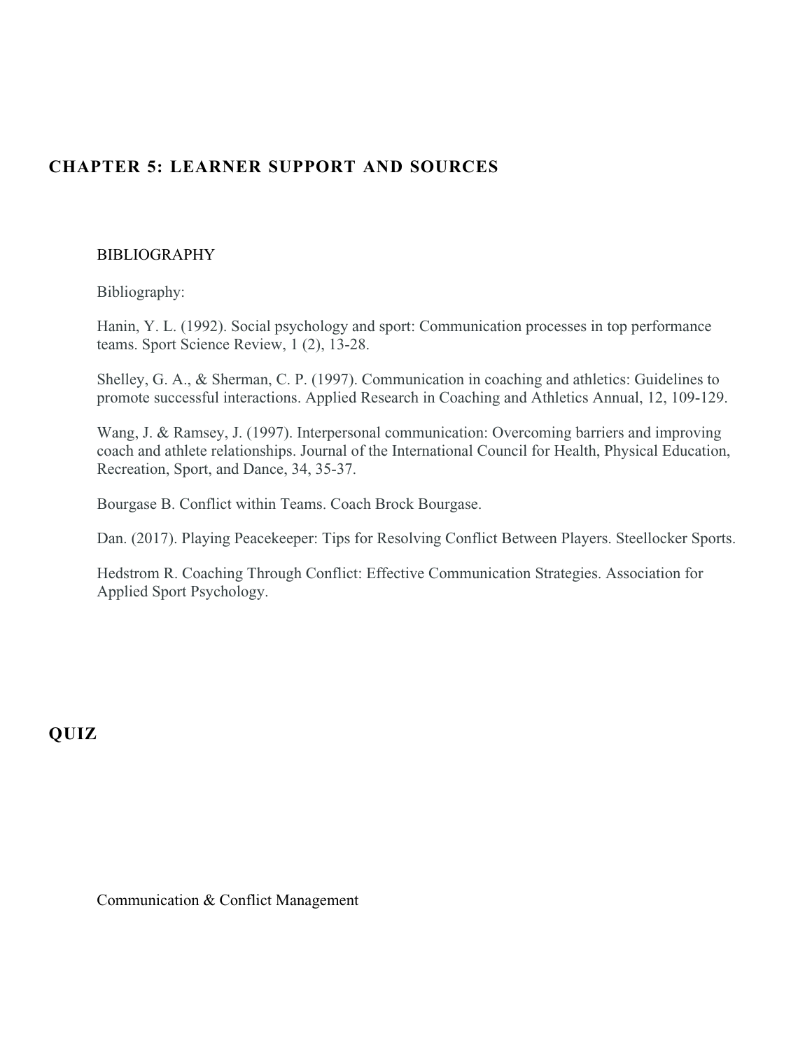## CHAPTER 5: LEARNER SUPPORT AND SOURCES

BIBLIOGRAPHY

Bibliography:

Hanin, Y. L. (1992). Social psychology and sport: Communication processes in top performance teams. Sport Science Review, 1 (2), 13-28.

Shelley, G. A., & Sherman, C. P. (1997). Communication in coaching and athletics: Guidelines to promote successful interactions. Applied Research in Coaching and Athletics Annual, 12, 109-129.

Wang, J. & Ramsey, J. (1997). Interpersonal communication: Overcoming barriers and improving coach and athlete relationships. Journal of the International Council for Health, Physical Education, Recreation, Sport, and Dance, 34, 35-37.

Bourgase B. Conflict within Teams. Coach Brock Bourgase.

Dan. (2017). Playing Peacekeeper: Tips for Resolving Conflict Between Players. Steellocker Sports.

Hedstrom R. Coaching Through Conflict: Effective Communication Strategies. Association for Applied Sport Psychology.

## QUIZ

Communication & Conflict Management